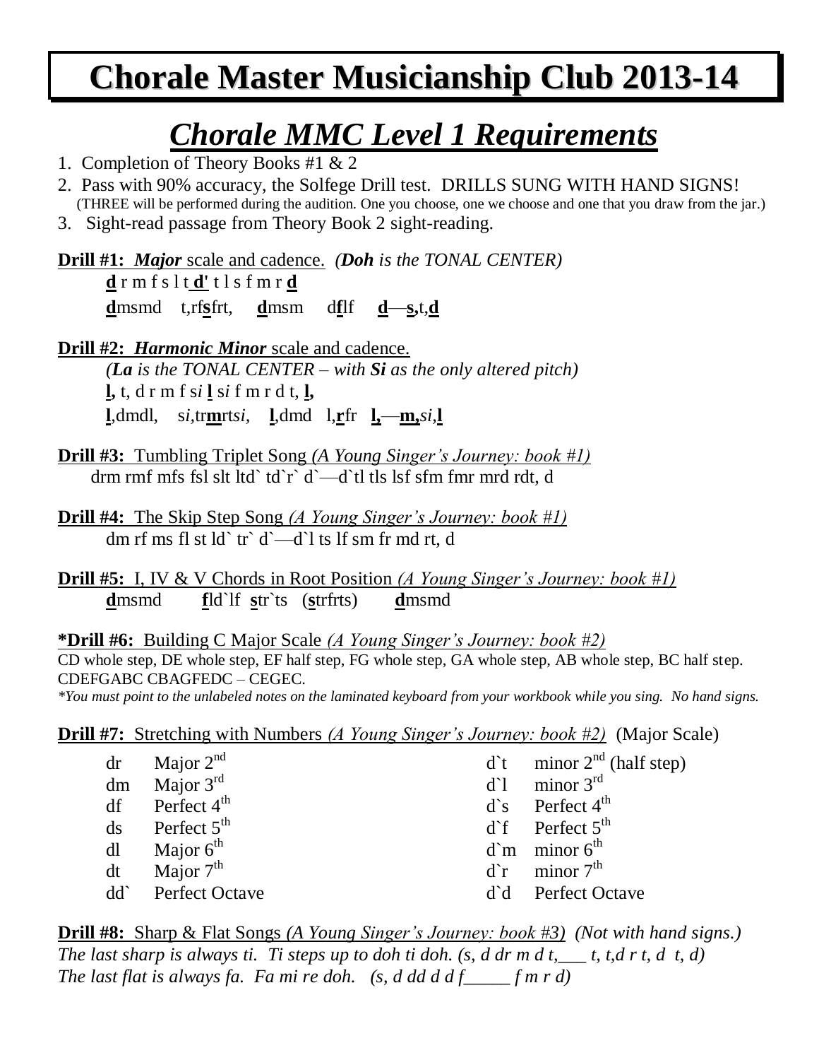# Chorale Master Musicianship Club 2013-14

## *Chorale MMC Level 1 Requirements*

1. Completion of Theory Books #1 & 2
2. Pass with 90% accuracy, the Solfege Drill test. DRILLS SUNG WITH HAND SIGNS!
   (THREE will be performed during the audition. One you choose, one we choose and one that you draw from the jar.)
3. Sight-read passage from Theory Book 2 sight-reading.

**Drill #1:** ***Major*** scale and cadence. *(**Doh** is the TONAL CENTER)*

**d** r m f s l t **d'** t l s f m r **d**

**d**msmd t,rf**s**frt, **d**msm d**f**lf **d**—**s,**t,**d**

**Drill #2:** ***Harmonic Minor*** scale and cadence.

*(**La** is the TONAL CENTER – with **Si** as the only altered pitch)*

**l,** t, d r m f s*i* **l** s*i* f m r d t, **l,**

**l**,dmdl, s*i*,tr**m**rts*i*, **l**,dmd l,**r**fr **l,**—**m,**s*i*,**l**

**Drill #3:** Tumbling Triplet Song *(A Young Singer's Journey: book #1)*

drm rmf mfs fsl slt ltd` td`r` d`—d`tl tls lsf sfm fmr mrd rdt, d

**Drill #4:** The Skip Step Song *(A Young Singer's Journey: book #1)*

dm rf ms fl st ld` tr` d`—d`l ts lf sm fr md rt, d

**Drill #5:** I, IV & V Chords in Root Position *(A Young Singer's Journey: book #1)*

**d**msmd **f**ld`lf **s**tr`ts (**s**trfrts) **d**msmd

***Drill #6:** Building C Major Scale *(A Young Singer's Journey: book #2)*

CD whole step, DE whole step, EF half step, FG whole step, GA whole step, AB whole step, BC half step.
CDEFGABC CBAGFEDC – CEGEC.

*\*You must point to the unlabeled notes on the laminated keyboard from your workbook while you sing. No hand signs.*

**Drill #7:** Stretching with Numbers *(A Young Singer's Journey: book #2)* (Major Scale)

| | | | |
|---|---|---|---|
| dr | Major 2nd | d`t | minor 2nd (half step) |
| dm | Major 3rd | d`l | minor 3rd |
| df | Perfect 4th | d`s | Perfect 4th |
| ds | Perfect 5th | d`f | Perfect 5th |
| dl | Major 6th | d`m | minor 6th |
| dt | Major 7th | d`r | minor 7th |
| dd` | Perfect Octave | d`d | Perfect Octave |

**Drill #8:** Sharp & Flat Songs *(A Young Singer's Journey: book #3)* *(Not with hand signs.)*

*The last sharp is always ti. Ti steps up to doh ti doh. (s, d dr m d t,___ t, t,d r t, d t, d)*

*The last flat is always fa. Fa mi re doh. (s, d dd d d f_____ f m r d)*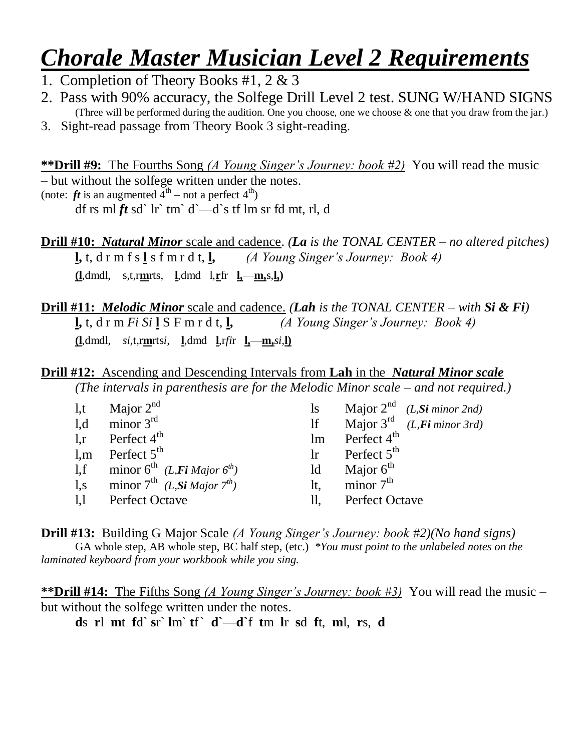# *Chorale Master Musician Level 2 Requirements*

1. Completion of Theory Books #1, 2 & 3
2. Pass with 90% accuracy, the Solfege Drill Level 2 test. SUNG W/HAND SIGNS
   (Three will be performed during the audition. One you choose, one we choose & one that you draw from the jar.)
3. Sight-read passage from Theory Book 3 sight-reading.

**\*\*Drill #9:** The Fourths Song *(A Young Singer's Journey: book #2)* You will read the music – but without the solfege written under the notes.
(note: ***ft*** is an augmented $4^{th}$ – not a perfect $4^{th}$)

df rs ml ***ft*** sd` lr` tm` d`—d`s tf lm sr fd mt, rl, d

**Drill #10:** ***Natural Minor*** scale and cadence. *(**La** is the TONAL CENTER – no altered pitches)*

**l,** t, d r m f s **l** s f m r d t, **l,** *(A Young Singer's Journey: Book 4)*

**(l**,dmdl, s,t,r**m**rts, **l**,dmd l,**r**fr **l,**—**m,**s,**l,)**

**Drill #11:** ***Melodic Minor*** scale and cadence. *(**Lah** is the TONAL CENTER – with **Si & Fi**)*

**l,** t, d r m *Fi Si* **l** S F m r d t, **l,** *(A Young Singer's Journey: Book 4)*

**(l**,dmdl, *si*,t,r**m**rts*i*, **l**,dmd **l**,r*fi*r **l,**—**m,**,*si*,**l)**

**Drill #12:** Ascending and Descending Intervals from **Lah** in the ***Natural Minor scale***
*(The intervals in parenthesis are for the Melodic Minor scale – and not required.)*

| | | | |
|---|---|---|---|
| l,t | Major $2^{nd}$ | ls | Major $2^{nd}$ *(L,**Si** minor 2nd)* |
| l,d | minor $3^{rd}$ | lf | Major $3^{rd}$ *(L,**Fi** minor 3rd)* |
| l,r | Perfect $4^{th}$ | lm | Perfect $4^{th}$ |
| l,m | Perfect $5^{th}$ | lr | Perfect $5^{th}$ |
| l,f | minor $6^{th}$ *(L,**Fi** Major $6^{th}$)* | ld | Major $6^{th}$ |
| l,s | minor $7^{th}$ *(L,**Si** Major $7^{th}$)* | lt, | minor $7^{th}$ |
| l,l | Perfect Octave | ll, | Perfect Octave |

**Drill #13:** Building G Major Scale *(A Young Singer's Journey: book #2)(No hand signs)*
GA whole step, AB whole step, BC half step, (etc.) *\*You must point to the unlabeled notes on the laminated keyboard from your workbook while you sing.*

**\*\*Drill #14:** The Fifths Song *(A Young Singer's Journey: book #3)* You will read the music – but without the solfege written under the notes.

**d**s **r**l **m**t **f**d` **s**r` **l**m` **t**f` **d`**—**d`**f **t**m **l**r **s**d **f**t, **m**l, **r**s, **d**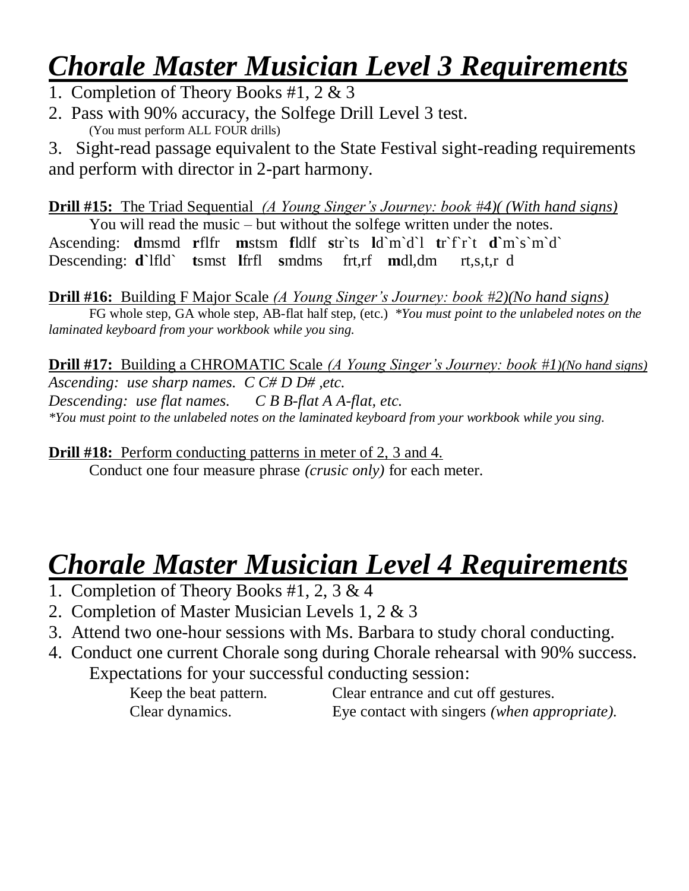# *Chorale Master Musician Level 3 Requirements*

1. Completion of Theory Books #1, 2 & 3
2. Pass with 90% accuracy, the Solfege Drill Level 3 test.
   (You must perform ALL FOUR drills)
3. Sight-read passage equivalent to the State Festival sight-reading requirements and perform with director in 2-part harmony.

**Drill #15:** The Triad Sequential *(A Young Singer's Journey: book #4)( (With hand signs)*

You will read the music – but without the solfege written under the notes.

Ascending: **d**msmd **r**flfr **m**stsm **f**ldlf **s**tr`ts **l**d`m`d`l **t**r`f`r`t **d`**m`s`m`d`

Descending: **d`**lfld` **t**smst **l**frfl **s**mdms frt,rf **m**dl,dm rt,s,t,r d

**Drill #16:** Building F Major Scale *(A Young Singer's Journey: book #2)(No hand signs)*

FG whole step, GA whole step, AB-flat half step, (etc.) *\*You must point to the unlabeled notes on the laminated keyboard from your workbook while you sing.*

**Drill #17:** Building a CHROMATIC Scale *(A Young Singer's Journey: book #1)(No hand signs)*

*Ascending: use sharp names. C C# D D# ,etc.*

*Descending: use flat names. C B B-flat A A-flat, etc.*

*\*You must point to the unlabeled notes on the laminated keyboard from your workbook while you sing.*

**Drill #18:** Perform conducting patterns in meter of 2, 3 and 4.

Conduct one four measure phrase *(crusic only)* for each meter.

# *Chorale Master Musician Level 4 Requirements*

1. Completion of Theory Books #1, 2, 3 & 4
2. Completion of Master Musician Levels 1, 2 & 3
3. Attend two one-hour sessions with Ms. Barbara to study choral conducting.
4. Conduct one current Chorale song during Chorale rehearsal with 90% success.
   Expectations for your successful conducting session:

| | |
|---|---|
| Keep the beat pattern. | Clear entrance and cut off gestures. |
| Clear dynamics. | Eye contact with singers *(when appropriate).* |